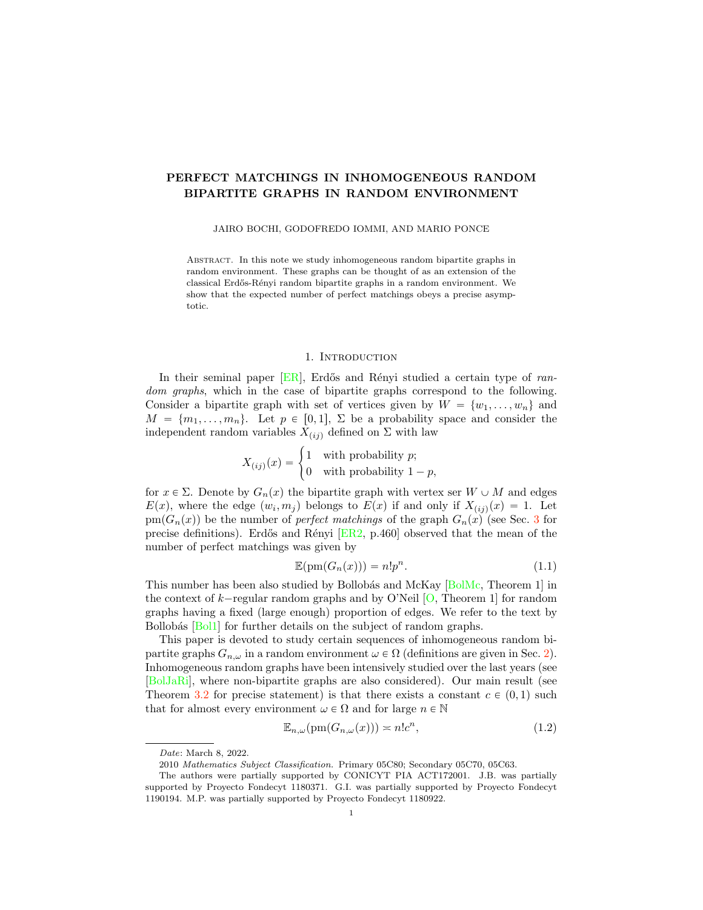# PERFECT MATCHINGS IN INHOMOGENEOUS RANDOM BIPARTITE GRAPHS IN RANDOM ENVIRONMENT

JAIRO BOCHI, GODOFREDO IOMMI, AND MARIO PONCE

Abstract. In this note we study inhomogeneous random bipartite graphs in random environment. These graphs can be thought of as an extension of the classical Erdős-Rényi random bipartite graphs in a random environment. We show that the expected number of perfect matchings obeys a precise asymptotic.

## 1. Introduction

In their seminal paper [ER], Erdős and Rényi studied a certain type of *random graphs*, which in the case of bipartite graphs correspond to the following. Consider a bipartite graph with set of vertices given by $W = \{w_1, \dots, w_n\}$ and $M = \{m_1, \dots, m_n\}$. Let $p \in [0,1]$, $\Sigma$ be a probability space and consider the independent random variables $X_{(ij)}$ defined on $\Sigma$ with law

$$X_{(ij)}(x) = \begin{cases} 1 & \text{with probability } p; \\ 0 & \text{with probability } 1-p, \end{cases}$$

for $x \in \Sigma$. Denote by $G_n(x)$ the bipartite graph with vertex ser $W \cup M$ and edges $E(x)$, where the edge $(w_i, m_j)$ belongs to $E(x)$ if and only if $X_{(ij)}(x) = 1$. Let $\mathrm{pm}(G_n(x))$ be the number of *perfect matchings* of the graph $G_n(x)$ (see Sec. 3 for precise definitions). Erdős and Rényi [ER2, p.460] observed that the mean of the number of perfect matchings was given by

$$\mathbb{E}(\mathrm{pm}(G_n(x))) = n!p^n. \tag{1.1}$$

This number has been also studied by Bollobás and McKay [BolMc, Theorem 1] in the context of $k-$regular random graphs and by O'Neil [O, Theorem 1] for random graphs having a fixed (large enough) proportion of edges. We refer to the text by Bollobás [Bol1] for further details on the subject of random graphs.

This paper is devoted to study certain sequences of inhomogeneous random bipartite graphs $G_{n,\omega}$ in a random environment $\omega \in \Omega$ (definitions are given in Sec. 2). Inhomogeneous random graphs have been intensively studied over the last years (see [BolJaRi], where non-bipartite graphs are also considered). Our main result (see Theorem 3.2 for precise statement) is that there exists a constant $c \in (0,1)$ such that for almost every environment $\omega \in \Omega$ and for large $n \in \mathbb{N}$

$$\mathbb{E}_{n,\omega}(\mathrm{pm}(G_{n,\omega}(x))) \asymp n!c^n, \tag{1.2}$$

---

*Date*: March 8, 2022.

2010 *Mathematics Subject Classification.* Primary 05C80; Secondary 05C70, 05C63.

The authors were partially supported by CONICYT PIA ACT172001. J.B. was partially supported by Proyecto Fondecyt 1180371. G.I. was partially supported by Proyecto Fondecyt 1190194. M.P. was partially supported by Proyecto Fondecyt 1180922.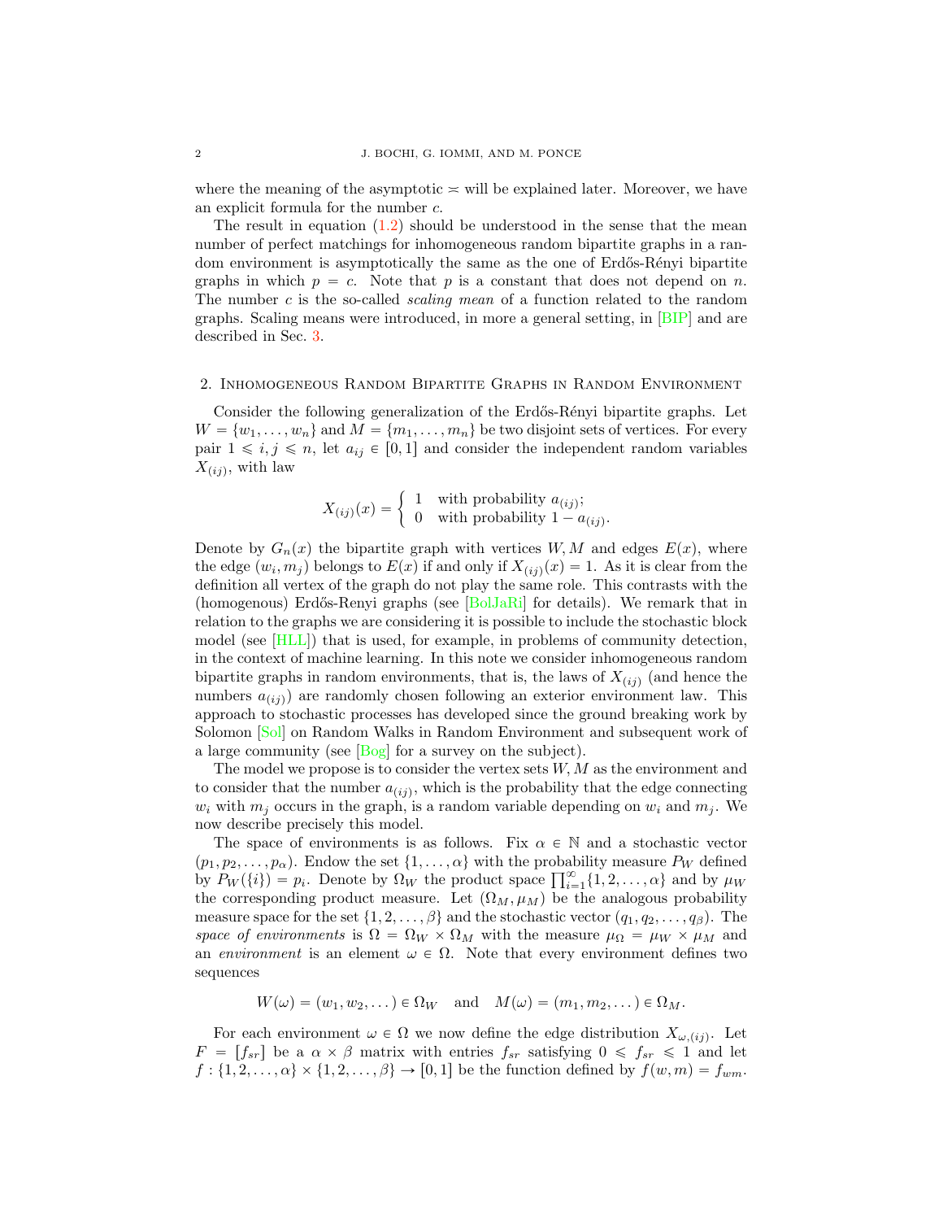where the meaning of the asymptotic $\asymp$ will be explained later. Moreover, we have an explicit formula for the number $c$.

The result in equation (1.2) should be understood in the sense that the mean number of perfect matchings for inhomogeneous random bipartite graphs in a random environment is asymptotically the same as the one of Erdős-Rényi bipartite graphs in which $p = c$. Note that $p$ is a constant that does not depend on $n$. The number $c$ is the so-called *scaling mean* of a function related to the random graphs. Scaling means were introduced, in more a general setting, in [BIP] and are described in Sec. 3.

## 2. Inhomogeneous Random Bipartite Graphs in Random Environment

Consider the following generalization of the Erdős-Rényi bipartite graphs. Let $W = \{w_1, \ldots, w_n\}$ and $M = \{m_1, \ldots, m_n\}$ be two disjoint sets of vertices. For every pair $1 \leqslant i, j \leqslant n$, let $a_{ij} \in [0, 1]$ and consider the independent random variables $X_{(ij)}$, with law

$$X_{(ij)}(x) = \begin{cases} 1 & \text{with probability } a_{(ij)}; \\ 0 & \text{with probability } 1 - a_{(ij)}. \end{cases}$$

Denote by $G_n(x)$ the bipartite graph with vertices $W, M$ and edges $E(x)$, where the edge $(w_i, m_j)$ belongs to $E(x)$ if and only if $X_{(ij)}(x) = 1$. As it is clear from the definition all vertex of the graph do not play the same role. This contrasts with the (homogenous) Erdős-Renyi graphs (see [BolJaRi] for details). We remark that in relation to the graphs we are considering it is possible to include the stochastic block model (see [HLL]) that is used, for example, in problems of community detection, in the context of machine learning. In this note we consider inhomogeneous random bipartite graphs in random environments, that is, the laws of $X_{(ij)}$ (and hence the numbers $a_{(ij)}$) are randomly chosen following an exterior environment law. This approach to stochastic processes has developed since the ground breaking work by Solomon [Sol] on Random Walks in Random Environment and subsequent work of a large community (see [Bog] for a survey on the subject).

The model we propose is to consider the vertex sets $W, M$ as the environment and to consider that the number $a_{(ij)}$, which is the probability that the edge connecting $w_i$ with $m_j$ occurs in the graph, is a random variable depending on $w_i$ and $m_j$. We now describe precisely this model.

The space of environments is as follows. Fix $\alpha \in \mathbb{N}$ and a stochastic vector $(p_1, p_2, \ldots, p_\alpha)$. Endow the set $\{1, \ldots, \alpha\}$ with the probability measure $P_W$ defined by $P_W(\{i\}) = p_i$. Denote by $\Omega_W$ the product space $\prod_{i=1}^{\infty} \{1, 2, \ldots, \alpha\}$ and by $\mu_W$ the corresponding product measure. Let $(\Omega_M, \mu_M)$ be the analogous probability measure space for the set $\{1, 2, \ldots, \beta\}$ and the stochastic vector $(q_1, q_2, \ldots, q_\beta)$. The *space of environments* is $\Omega = \Omega_W \times \Omega_M$ with the measure $\mu_\Omega = \mu_W \times \mu_M$ and an *environment* is an element $\omega \in \Omega$. Note that every environment defines two sequences

$$W(\omega) = (w_1, w_2, \ldots) \in \Omega_W \quad \text{and} \quad M(\omega) = (m_1, m_2, \ldots) \in \Omega_M.$$

For each environment $\omega \in \Omega$ we now define the edge distribution $X_{\omega,(ij)}$. Let $F = [f_{sr}]$ be a $\alpha \times \beta$ matrix with entries $f_{sr}$ satisfying $0 \leqslant f_{sr} \leqslant 1$ and let $f : \{1, 2, \ldots, \alpha\} \times \{1, 2, \ldots, \beta\} \to [0, 1]$ be the function defined by $f(w, m) = f_{wm}$.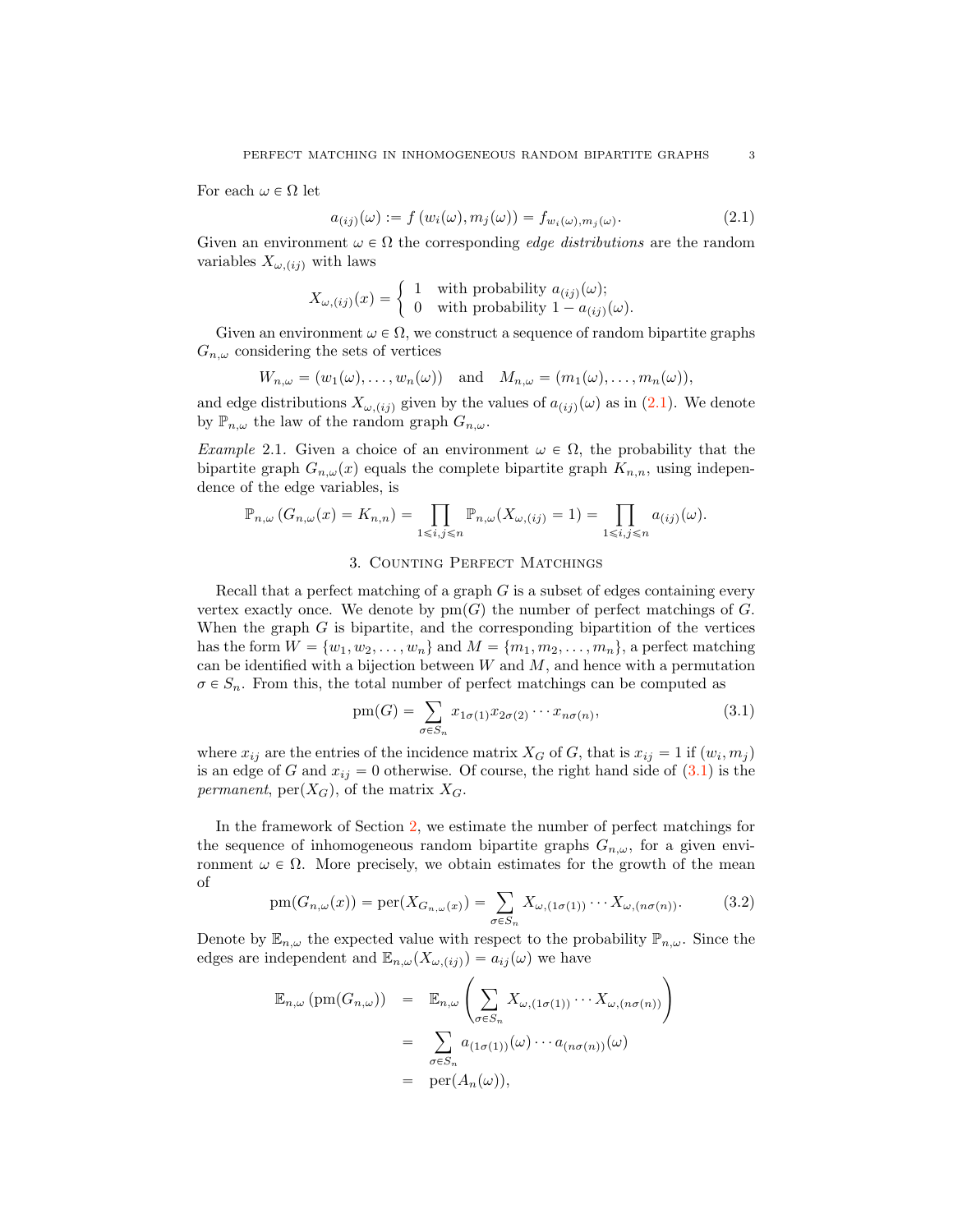For each $\omega \in \Omega$ let

$$a_{(ij)}(\omega) := f\left(w_i(\omega), m_j(\omega)\right) = f_{w_i(\omega), m_j(\omega)}. \tag{2.1}$$

Given an environment $\omega \in \Omega$ the corresponding *edge distributions* are the random variables $X_{\omega,(ij)}$ with laws

$$X_{\omega,(ij)}(x) = \begin{cases} 1 & \text{with probability } a_{(ij)}(\omega); \\ 0 & \text{with probability } 1 - a_{(ij)}(\omega). \end{cases}$$

Given an environment $\omega \in \Omega$, we construct a sequence of random bipartite graphs $G_{n,\omega}$ considering the sets of vertices

$$W_{n,\omega} = (w_1(\omega), \ldots, w_n(\omega)) \quad \text{and} \quad M_{n,\omega} = (m_1(\omega), \ldots, m_n(\omega)),$$

and edge distributions $X_{\omega,(ij)}$ given by the values of $a_{(ij)}(\omega)$ as in (2.1). We denote by $\mathbb{P}_{n,\omega}$ the law of the random graph $G_{n,\omega}$.

*Example* 2.1. Given a choice of an environment $\omega \in \Omega$, the probability that the bipartite graph $G_{n,\omega}(x)$ equals the complete bipartite graph $K_{n,n}$, using independence of the edge variables, is

$$\mathbb{P}_{n,\omega}\left(G_{n,\omega}(x) = K_{n,n}\right) = \prod_{1 \leqslant i,j \leqslant n} \mathbb{P}_{n,\omega}(X_{\omega,(ij)} = 1) = \prod_{1 \leqslant i,j \leqslant n} a_{(ij)}(\omega).$$

## 3. Counting Perfect Matchings

Recall that a perfect matching of a graph $G$ is a subset of edges containing every vertex exactly once. We denote by $\mathrm{pm}(G)$ the number of perfect matchings of $G$. When the graph $G$ is bipartite, and the corresponding bipartition of the vertices has the form $W = \{w_1, w_2, \ldots, w_n\}$ and $M = \{m_1, m_2, \ldots, m_n\}$, a perfect matching can be identified with a bijection between $W$ and $M$, and hence with a permutation $\sigma \in S_n$. From this, the total number of perfect matchings can be computed as

$$\mathrm{pm}(G) = \sum_{\sigma \in S_n} x_{1\sigma(1)} x_{2\sigma(2)} \cdots x_{n\sigma(n)}, \tag{3.1}$$

where $x_{ij}$ are the entries of the incidence matrix $X_G$ of $G$, that is $x_{ij} = 1$ if $(w_i, m_j)$ is an edge of $G$ and $x_{ij} = 0$ otherwise. Of course, the right hand side of (3.1) is the *permanent*, $\mathrm{per}(X_G)$, of the matrix $X_G$.

In the framework of Section 2, we estimate the number of perfect matchings for the sequence of inhomogeneous random bipartite graphs $G_{n,\omega}$, for a given environment $\omega \in \Omega$. More precisely, we obtain estimates for the growth of the mean of

$$\mathrm{pm}(G_{n,\omega}(x)) = \mathrm{per}(X_{G_{n,\omega}(x)}) = \sum_{\sigma \in S_n} X_{\omega,(1\sigma(1))} \cdots X_{\omega,(n\sigma(n))}. \tag{3.2}$$

Denote by $\mathbb{E}_{n,\omega}$ the expected value with respect to the probability $\mathbb{P}_{n,\omega}$. Since the edges are independent and $\mathbb{E}_{n,\omega}(X_{\omega,(ij)}) = a_{ij}(\omega)$ we have

$$\begin{aligned}
\mathbb{E}_{n,\omega}\left(\mathrm{pm}(G_{n,\omega})\right) &= \mathbb{E}_{n,\omega}\left(\sum_{\sigma \in S_n} X_{\omega,(1\sigma(1))} \cdots X_{\omega,(n\sigma(n))}\right) \\
&= \sum_{\sigma \in S_n} a_{(1\sigma(1))}(\omega) \cdots a_{(n\sigma(n))}(\omega) \\
&= \mathrm{per}(A_n(\omega)),
\end{aligned}$$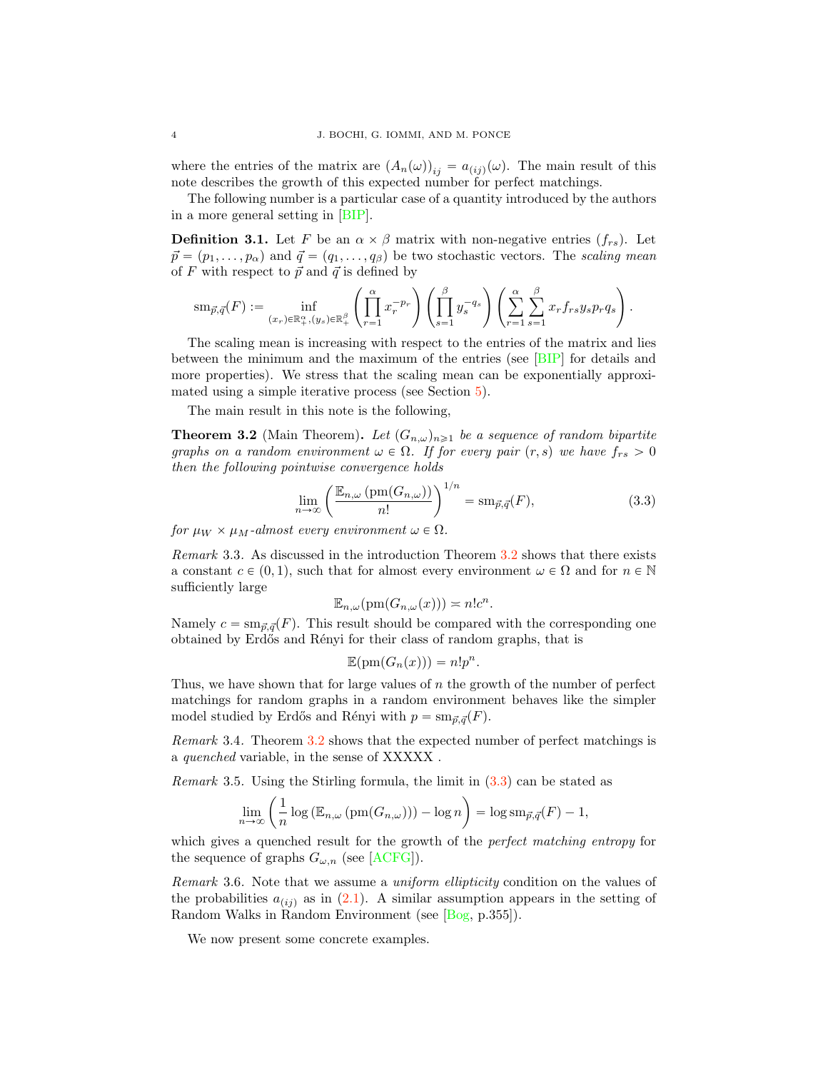where the entries of the matrix are $(A_n(\omega))_{ij} = a_{(ij)}(\omega)$. The main result of this note describes the growth of this expected number for perfect matchings.

The following number is a particular case of a quantity introduced by the authors in a more general setting in [BIP].

**Definition 3.1.** Let $F$ be an $\alpha \times \beta$ matrix with non-negative entries $(f_{rs})$. Let $\vec{p} = (p_1, \ldots, p_\alpha)$ and $\vec{q} = (q_1, \ldots, q_\beta)$ be two stochastic vectors. The *scaling mean* of $F$ with respect to $\vec{p}$ and $\vec{q}$ is defined by

$$\mathrm{sm}_{\vec{p},\vec{q}}(F) := \inf_{(x_r)\in\mathbb{R}_+^\alpha, (y_s)\in\mathbb{R}_+^\beta} \left(\prod_{r=1}^{\alpha} x_r^{-p_r}\right)\left(\prod_{s=1}^{\beta} y_s^{-q_s}\right)\left(\sum_{r=1}^{\alpha}\sum_{s=1}^{\beta} x_r f_{rs} y_s p_r q_s\right).$$

The scaling mean is increasing with respect to the entries of the matrix and lies between the minimum and the maximum of the entries (see [BIP] for details and more properties). We stress that the scaling mean can be exponentially approximated using a simple iterative process (see Section 5).

The main result in this note is the following,

**Theorem 3.2** (Main Theorem)**.** *Let $(G_{n,\omega})_{n\geqslant 1}$ be a sequence of random bipartite graphs on a random environment $\omega \in \Omega$. If for every pair $(r, s)$ we have $f_{rs} > 0$ then the following pointwise convergence holds*

$$\lim_{n\to\infty} \left(\frac{\mathbb{E}_{n,\omega}\left(\mathrm{pm}(G_{n,\omega})\right)}{n!}\right)^{1/n} = \mathrm{sm}_{\vec{p},\vec{q}}(F), \tag{3.3}$$

*for $\mu_W \times \mu_M$-almost every environment $\omega \in \Omega$.*

*Remark* 3.3. As discussed in the introduction Theorem 3.2 shows that there exists a constant $c \in (0, 1)$, such that for almost every environment $\omega \in \Omega$ and for $n \in \mathbb{N}$ sufficiently large

$$\mathbb{E}_{n,\omega}(\mathrm{pm}(G_{n,\omega}(x))) \asymp n! c^n.$$

Namely $c = \mathrm{sm}_{\vec{p},\vec{q}}(F)$. This result should be compared with the corresponding one obtained by Erdős and Rényi for their class of random graphs, that is

$$\mathbb{E}(\mathrm{pm}(G_n(x))) = n! p^n.$$

Thus, we have shown that for large values of $n$ the growth of the number of perfect matchings for random graphs in a random environment behaves like the simpler model studied by Erdős and Rényi with $p = \mathrm{sm}_{\vec{p},\vec{q}}(F)$.

*Remark* 3.4. Theorem 3.2 shows that the expected number of perfect matchings is a *quenched* variable, in the sense of XXXXX .

*Remark* 3.5. Using the Stirling formula, the limit in (3.3) can be stated as

$$\lim_{n\to\infty} \left(\frac{1}{n}\log\left(\mathbb{E}_{n,\omega}\left(\mathrm{pm}(G_{n,\omega})\right)\right) - \log n\right) = \log \mathrm{sm}_{\vec{p},\vec{q}}(F) - 1,$$

which gives a quenched result for the growth of the *perfect matching entropy* for the sequence of graphs $G_{\omega,n}$ (see [ACFG]).

*Remark* 3.6. Note that we assume a *uniform ellipticity* condition on the values of the probabilities $a_{(ij)}$ as in (2.1). A similar assumption appears in the setting of Random Walks in Random Environment (see [Bog, p.355]).

We now present some concrete examples.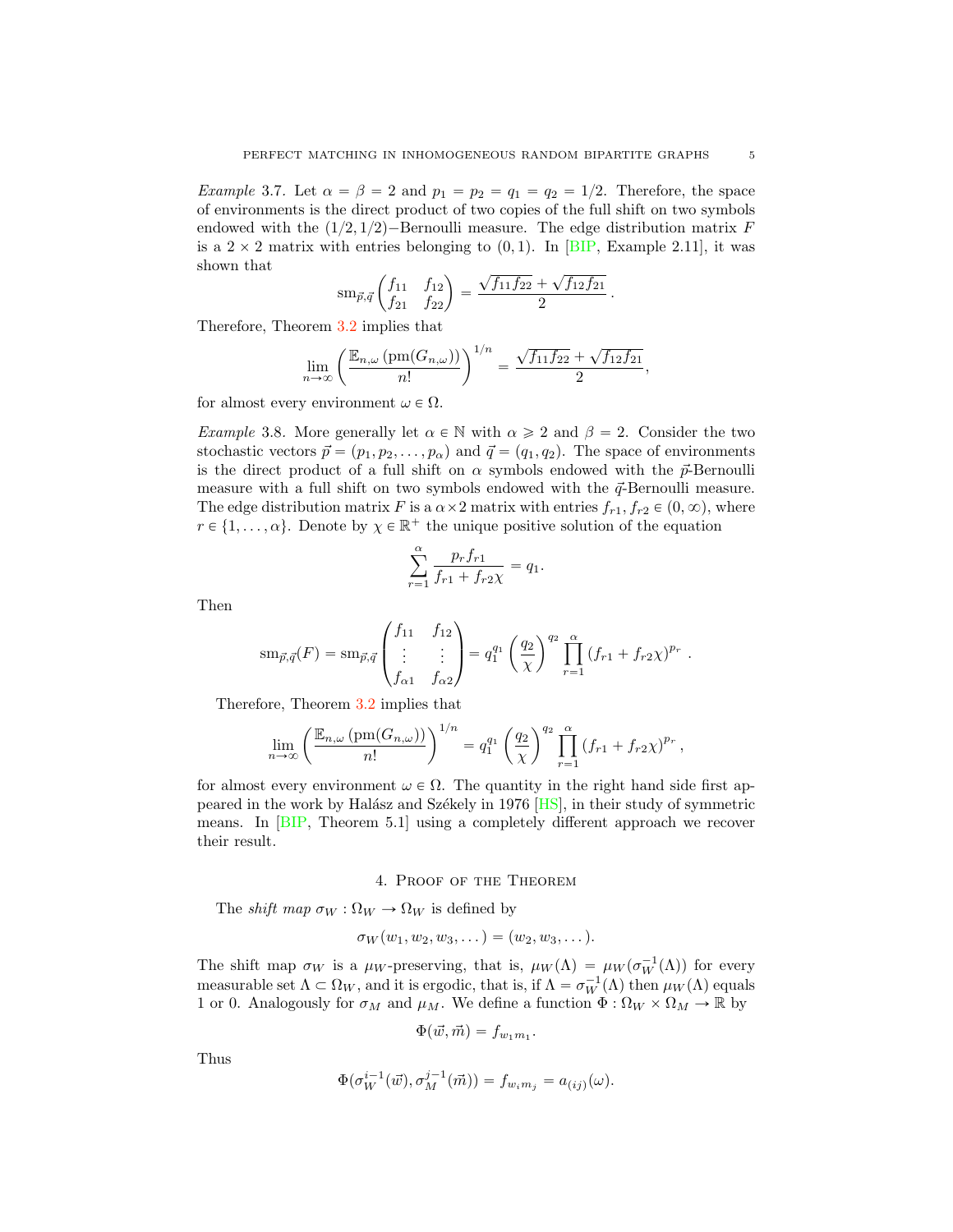*Example* 3.7. Let $\alpha = \beta = 2$ and $p_1 = p_2 = q_1 = q_2 = 1/2$. Therefore, the space of environments is the direct product of two copies of the full shift on two symbols endowed with the $(1/2, 1/2)-$Bernoulli measure. The edge distribution matrix $F$ is a $2 \times 2$ matrix with entries belonging to $(0,1)$. In [BIP, Example 2.11], it was shown that

$$\mathrm{sm}_{\vec{p},\vec{q}} \begin{pmatrix} f_{11} & f_{12} \\ f_{21} & f_{22} \end{pmatrix} = \frac{\sqrt{f_{11}f_{22}} + \sqrt{f_{12}f_{21}}}{2}.$$

Therefore, Theorem 3.2 implies that

$$\lim_{n\to\infty} \left( \frac{\mathbb{E}_{n,\omega}\left(\mathrm{pm}(G_{n,\omega})\right)}{n!} \right)^{1/n} = \frac{\sqrt{f_{11}f_{22}} + \sqrt{f_{12}f_{21}}}{2},$$

for almost every environment $\omega \in \Omega$.

*Example* 3.8. More generally let $\alpha \in \mathbb{N}$ with $\alpha \geqslant 2$ and $\beta = 2$. Consider the two stochastic vectors $\vec{p} = (p_1, p_2, \dots, p_\alpha)$ and $\vec{q} = (q_1, q_2)$. The space of environments is the direct product of a full shift on $\alpha$ symbols endowed with the $\vec{p}$-Bernoulli measure with a full shift on two symbols endowed with the $\vec{q}$-Bernoulli measure. The edge distribution matrix $F$ is a $\alpha \times 2$ matrix with entries $f_{r1}, f_{r2} \in (0, \infty)$, where $r \in \{1, \dots, \alpha\}$. Denote by $\chi \in \mathbb{R}^+$ the unique positive solution of the equation

$$\sum_{r=1}^{\alpha} \frac{p_r f_{r1}}{f_{r1} + f_{r2}\chi} = q_1.$$

Then

$$\mathrm{sm}_{\vec{p},\vec{q}}(F) = \mathrm{sm}_{\vec{p},\vec{q}} \begin{pmatrix} f_{11} & f_{12} \\ \vdots & \vdots \\ f_{\alpha 1} & f_{\alpha 2} \end{pmatrix} = q_1^{q_1} \left( \frac{q_2}{\chi} \right)^{q_2} \prod_{r=1}^{\alpha} \left( f_{r1} + f_{r2}\chi \right)^{p_r}.$$

Therefore, Theorem 3.2 implies that

$$\lim_{n\to\infty} \left( \frac{\mathbb{E}_{n,\omega}\left(\mathrm{pm}(G_{n,\omega})\right)}{n!} \right)^{1/n} = q_1^{q_1} \left( \frac{q_2}{\chi} \right)^{q_2} \prod_{r=1}^{\alpha} \left( f_{r1} + f_{r2}\chi \right)^{p_r},$$

for almost every environment $\omega \in \Omega$. The quantity in the right hand side first appeared in the work by Halász and Székely in 1976 [HS], in their study of symmetric means. In [BIP, Theorem 5.1] using a completely different approach we recover their result.

## 4. Proof of the Theorem

The *shift map* $\sigma_W : \Omega_W \to \Omega_W$ is defined by

$$\sigma_W(w_1, w_2, w_3, \dots) = (w_2, w_3, \dots).$$

The shift map $\sigma_W$ is a $\mu_W$-preserving, that is, $\mu_W(\Lambda) = \mu_W(\sigma_W^{-1}(\Lambda))$ for every measurable set $\Lambda \subset \Omega_W$, and it is ergodic, that is, if $\Lambda = \sigma_W^{-1}(\Lambda)$ then $\mu_W(\Lambda)$ equals 1 or 0. Analogously for $\sigma_M$ and $\mu_M$. We define a function $\Phi : \Omega_W \times \Omega_M \to \mathbb{R}$ by

$$\Phi(\vec{w}, \vec{m}) = f_{w_1 m_1}.$$

Thus

$$\Phi(\sigma_W^{i-1}(\vec{w}), \sigma_M^{j-1}(\vec{m})) = f_{w_i m_j} = a_{(ij)}(\omega).$$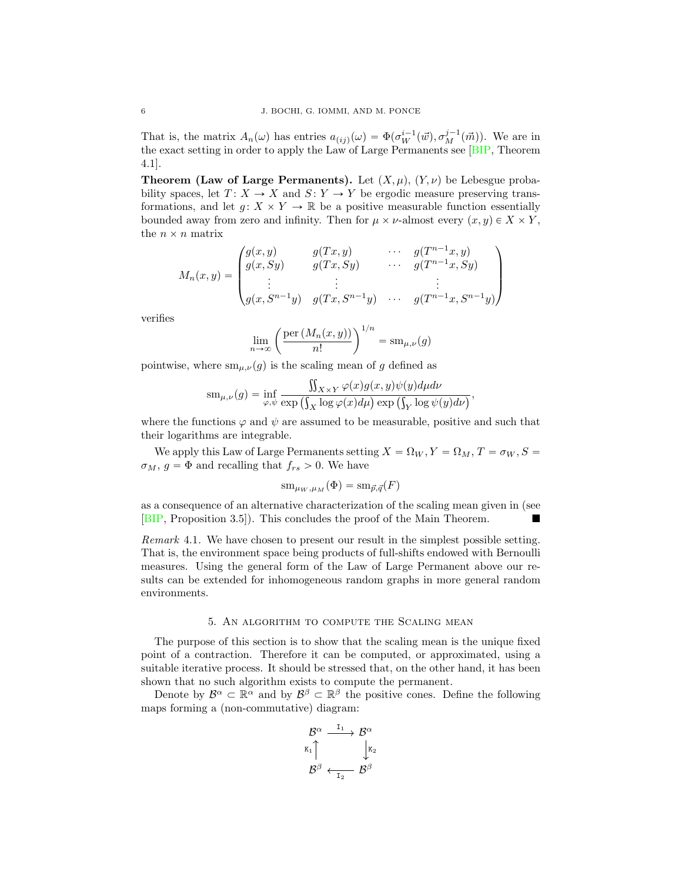That is, the matrix $A_n(\omega)$ has entries $a_{(ij)}(\omega) = \Phi(\sigma_W^{i-1}(\vec{w}), \sigma_M^{j-1}(\vec{m}))$. We are in the exact setting in order to apply the Law of Large Permanents see [BIP, Theorem 4.1].

**Theorem (Law of Large Permanents).** Let $(X, \mu)$, $(Y, \nu)$ be Lebesgue probability spaces, let $T \colon X \to X$ and $S \colon Y \to Y$ be ergodic measure preserving transformations, and let $g \colon X \times Y \to \mathbb{R}$ be a positive measurable function essentially bounded away from zero and infinity. Then for $\mu \times \nu$-almost every $(x, y) \in X \times Y$, the $n \times n$ matrix

$$M_n(x,y) = \begin{pmatrix} g(x,y) & g(Tx,y) & \cdots & g(T^{n-1}x,y) \\ g(x,Sy) & g(Tx,Sy) & \cdots & g(T^{n-1}x,Sy) \\ \vdots & \vdots & & \vdots \\ g(x,S^{n-1}y) & g(Tx,S^{n-1}y) & \cdots & g(T^{n-1}x,S^{n-1}y) \end{pmatrix}$$

verifies

$$\lim_{n\to\infty} \left( \frac{\operatorname{per}(M_n(x,y))}{n!} \right)^{1/n} = \operatorname{sm}_{\mu,\nu}(g)$$

pointwise, where $\operatorname{sm}_{\mu,\nu}(g)$ is the scaling mean of $g$ defined as

$$\operatorname{sm}_{\mu,\nu}(g) = \inf_{\varphi,\psi} \frac{\iint_{X\times Y} \varphi(x) g(x,y) \psi(y) d\mu d\nu}{\exp\left(\int_X \log \varphi(x) d\mu\right) \exp\left(\int_Y \log \psi(y) d\nu\right)},$$

where the functions $\varphi$ and $\psi$ are assumed to be measurable, positive and such that their logarithms are integrable.

We apply this Law of Large Permanents setting $X = \Omega_W, Y = \Omega_M, T = \sigma_W, S = \sigma_M$, $g = \Phi$ and recalling that $f_{rs} > 0$. We have

$$\operatorname{sm}_{\mu_W,\mu_M}(\Phi) = \operatorname{sm}_{\vec{p},\vec{q}}(F)$$

as a consequence of an alternative characterization of the scaling mean given in (see [BIP, Proposition 3.5]). This concludes the proof of the Main Theorem. ∎

*Remark* 4.1. We have chosen to present our result in the simplest possible setting. That is, the environment space being products of full-shifts endowed with Bernoulli measures. Using the general form of the Law of Large Permanent above our results can be extended for inhomogeneous random graphs in more general random environments.

## 5. An algorithm to compute the Scaling mean

The purpose of this section is to show that the scaling mean is the unique fixed point of a contraction. Therefore it can be computed, or approximated, using a suitable iterative process. It should be stressed that, on the other hand, it has been shown that no such algorithm exists to compute the permanent.

Denote by $\mathcal{B}^\alpha \subset \mathbb{R}^\alpha$ and by $\mathcal{B}^\beta \subset \mathbb{R}^\beta$ the positive cones. Define the following maps forming a (non-commutative) diagram:

$$\begin{array}{ccc} \mathcal{B}^\alpha & \xrightarrow{\;\mathtt{I}_1\;} & \mathcal{B}^\alpha \\ {\scriptstyle \mathtt{K}_1}\uparrow & & \downarrow{\scriptstyle \mathtt{K}_2} \\ \mathcal{B}^\beta & \xleftarrow{\;\mathtt{I}_2\;} & \mathcal{B}^\beta \end{array}$$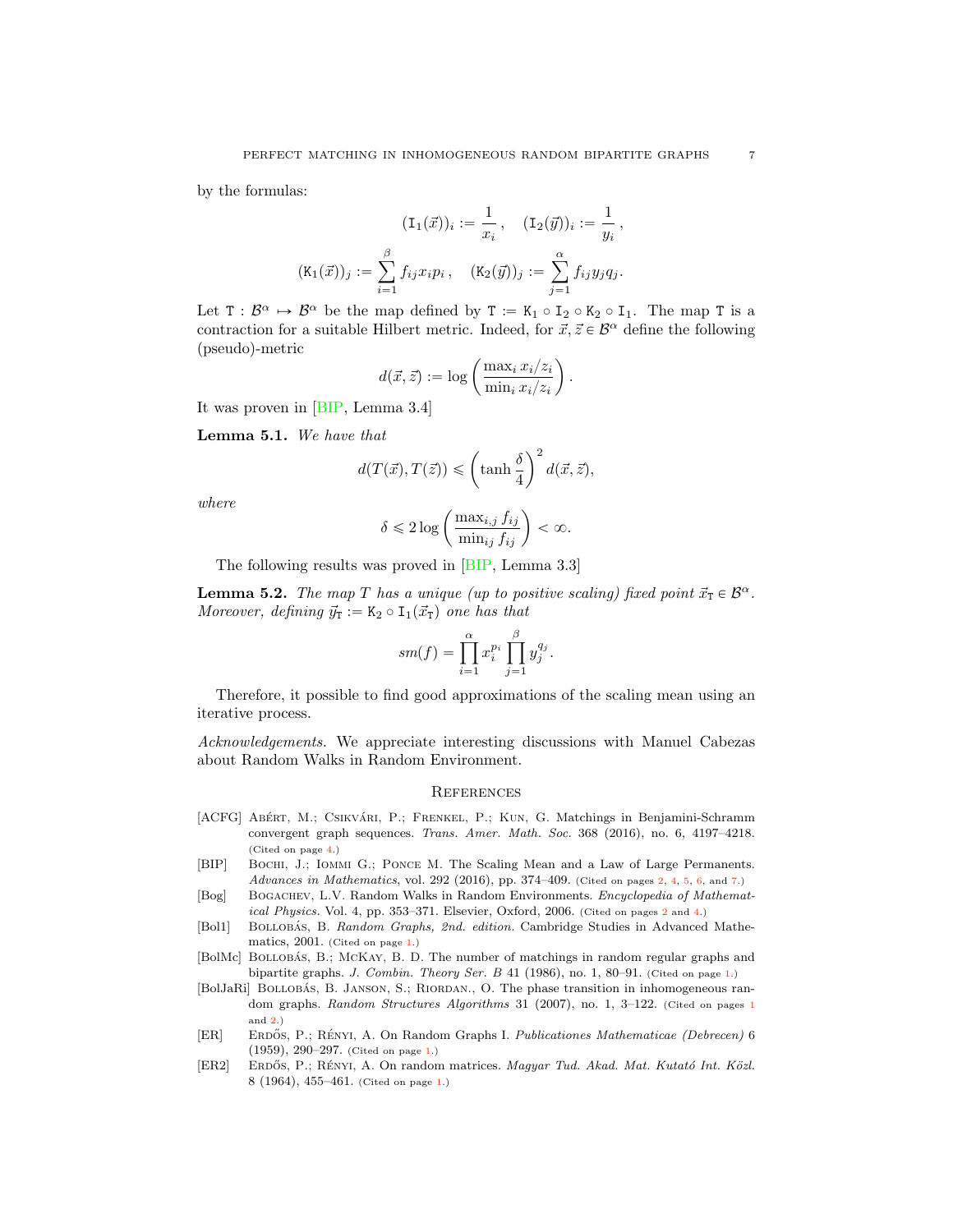by the formulas:

$$(\mathtt{I}_1(\vec{x}))_i := \frac{1}{x_i}\,, \quad (\mathtt{I}_2(\vec{y}))_i := \frac{1}{y_i}\,,$$

$$(\mathtt{K}_1(\vec{x}))_j := \sum_{i=1}^{\beta} f_{ij} x_i p_i\,, \quad (\mathtt{K}_2(\vec{y}))_j := \sum_{j=1}^{\alpha} f_{ij} y_j q_j.$$

Let $\mathtt{T} : \mathcal{B}^\alpha \mapsto \mathcal{B}^\alpha$ be the map defined by $\mathtt{T} := \mathtt{K}_1 \circ \mathtt{I}_2 \circ \mathtt{K}_2 \circ \mathtt{I}_1$. The map $\mathtt{T}$ is a contraction for a suitable Hilbert metric. Indeed, for $\vec{x}, \vec{z} \in \mathcal{B}^\alpha$ define the following (pseudo)-metric

$$d(\vec{x}, \vec{z}) := \log\left(\frac{\max_i x_i/z_i}{\min_i x_i/z_i}\right).$$

It was proven in [BIP, Lemma 3.4]

**Lemma 5.1.** *We have that*

$$d(T(\vec{x}), T(\vec{z})) \leqslant \left(\tanh\frac{\delta}{4}\right)^2 d(\vec{x}, \vec{z}),$$

*where*

$$\delta \leqslant 2\log\left(\frac{\max_{i,j} f_{ij}}{\min_{ij} f_{ij}}\right) < \infty.$$

The following results was proved in [BIP, Lemma 3.3]

**Lemma 5.2.** *The map $T$ has a unique (up to positive scaling) fixed point $\vec{x}_{\mathtt{T}} \in \mathcal{B}^\alpha$. Moreover, defining $\vec{y}_{\mathtt{T}} := \mathtt{K}_2 \circ \mathtt{I}_1(\vec{x}_{\mathtt{T}})$ one has that*

$$sm(f) = \prod_{i=1}^{\alpha} x_i^{p_i} \prod_{j=1}^{\beta} y_j^{q_j}.$$

Therefore, it possible to find good approximations of the scaling mean using an iterative process.

*Acknowledgements.* We appreciate interesting discussions with Manuel Cabezas about Random Walks in Random Environment.

## References

- [ACFG] Abért, M.; Csikvári, P.; Frenkel, P.; Kun, G. Matchings in Benjamini-Schramm convergent graph sequences. *Trans. Amer. Math. Soc.* 368 (2016), no. 6, 4197–4218. (Cited on page 4.)
- [BIP] Bochi, J.; Iommi G.; Ponce M. The Scaling Mean and a Law of Large Permanents. *Advances in Mathematics*, vol. 292 (2016), pp. 374–409. (Cited on pages 2, 4, 5, 6, and 7.)
- [Bog] Bogachev, L.V. Random Walks in Random Environments. *Encyclopedia of Mathematical Physics.* Vol. 4, pp. 353–371. Elsevier, Oxford, 2006. (Cited on pages 2 and 4.)
- [Bol1] Bollobás, B. *Random Graphs, 2nd. edition.* Cambridge Studies in Advanced Mathematics, 2001. (Cited on page 1.)
- [BolMc] Bollobás, B.; McKay, B. D. The number of matchings in random regular graphs and bipartite graphs. *J. Combin. Theory Ser. B* 41 (1986), no. 1, 80–91. (Cited on page 1.)
- [BolJaRi] Bollobás, B. Janson, S.; Riordan., O. The phase transition in inhomogeneous random graphs. *Random Structures Algorithms* 31 (2007), no. 1, 3–122. (Cited on pages 1 and 2.)
- [ER] Erdős, P.; Rényi, A. On Random Graphs I. *Publicationes Mathematicae (Debrecen)* 6 (1959), 290–297. (Cited on page 1.)
- [ER2] Erdős, P.; Rényi, A. On random matrices. *Magyar Tud. Akad. Mat. Kutató Int. Közl.* 8 (1964), 455–461. (Cited on page 1.)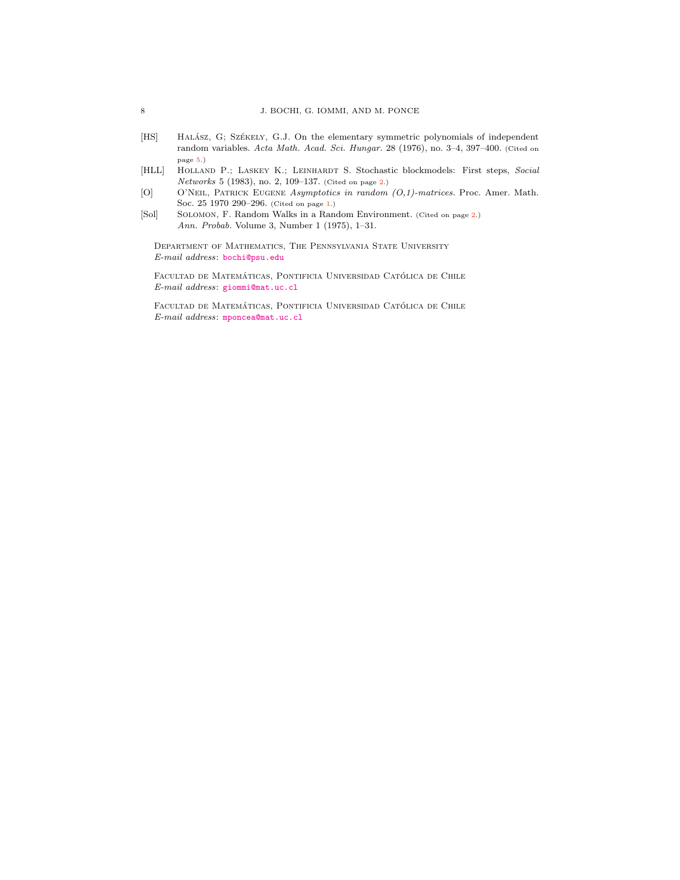[HS] Halász, G; Székely, G.J. On the elementary symmetric polynomials of independent random variables. *Acta Math. Acad. Sci. Hungar.* 28 (1976), no. 3–4, 397–400. (Cited on page 5.)

[HLL] Holland P.; Laskey K.; Leinhardt S. Stochastic blockmodels: First steps, *Social Networks* 5 (1983), no. 2, 109–137. (Cited on page 2.)

[O] O'Neil, Patrick Eugene *Asymptotics in random (O,1)-matrices.* Proc. Amer. Math. Soc. 25 1970 290–296. (Cited on page 1.)

[Sol] Solomon, F. Random Walks in a Random Environment. (Cited on page 2.) *Ann. Probab.* Volume 3, Number 1 (1975), 1–31.

Department of Mathematics, The Pennsylvania State University
*E-mail address*: bochi@psu.edu

Facultad de Matemáticas, Pontificia Universidad Católica de Chile
*E-mail address*: giommi@mat.uc.cl

Facultad de Matemáticas, Pontificia Universidad Católica de Chile
*E-mail address*: mponcea@mat.uc.cl